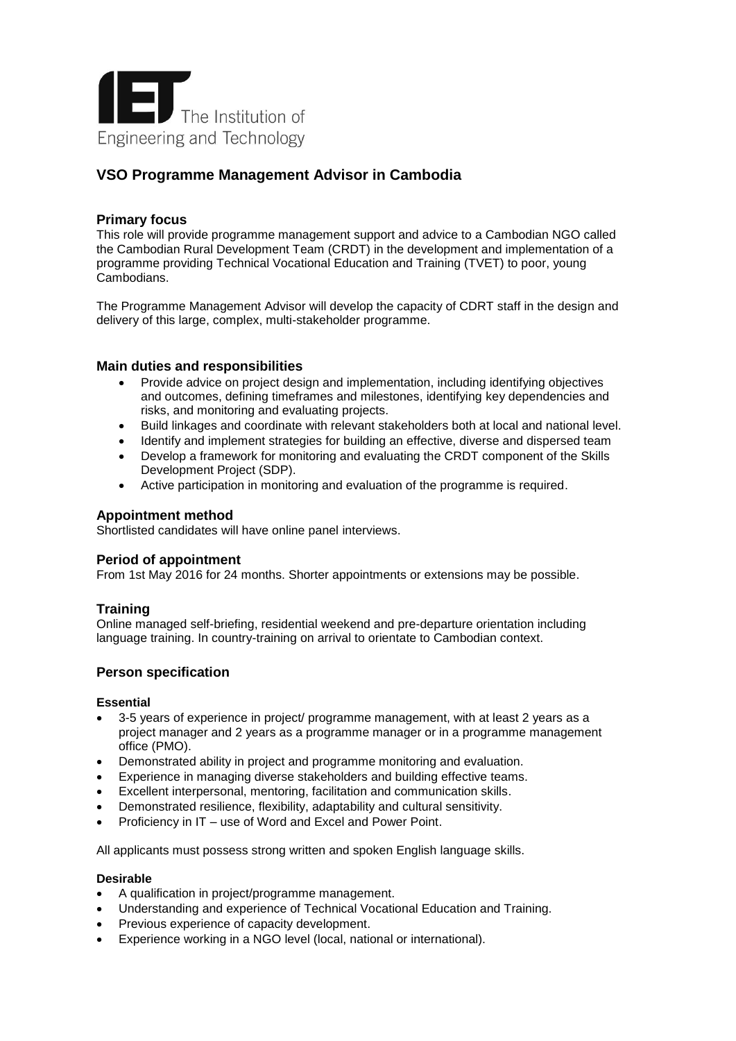The Institution of Engineering and Technology

# VSO Programme Management Advisor in Cambodia

## Primary focus

This role will provide programme management support and advice to a Cambodian NGO called the Cambodian Rural Development Team (CRDT) in the development and implementation of a programme providing Technical Vocational Education and Training (TVET) to poor, young Cambodians.

The Programme Management Advisor will develop the capacity of CRDT staff in the design and delivery of this large, complex, multi-stakeholder programme.

## Main duties and responsibilities

- Provide advice on project design and implementation, including identifying objectives and outcomes, defining timeframes and milestones, identifying key dependencies and risks, and monitoring and evaluating projects.
- Build linkages and coordinate with relevant stakeholders both at local and national level.
- Identify and implement strategies for building an effective, diverse and dispersed team
- Develop a framework for monitoring and evaluating the CRDT component of the Skills Development Project (SDP).
- Active participation in monitoring and evaluation of the programme is required.

## Appointment method

Shortlisted candidates will have online panel interviews.

## Period of appointment

From 1st May 2016 for 24 months. Shorter appointments or extensions may be possible.

## Training

Online managed self-briefing, residential weekend and pre-departure orientation including language training. In country-training on arrival to orientate to Cambodian context.

## Person specification

### Essential

- 3-5 years of experience in project/ programme management, with at least 2 years as a project manager and 2 years as a programme manager or in a programme management office (PMO).
- Demonstrated ability in project and programme monitoring and evaluation.
- Experience in managing diverse stakeholders and building effective teams.
- Excellent interpersonal, mentoring, facilitation and communication skills.
- Demonstrated resilience, flexibility, adaptability and cultural sensitivity.
- Proficiency in IT – use of Word and Excel and Power Point.

All applicants must possess strong written and spoken English language skills.

### Desirable

- A qualification in project/programme management.
- Understanding and experience of Technical Vocational Education and Training.
- Previous experience of capacity development.
- Experience working in a NGO level (local, national or international).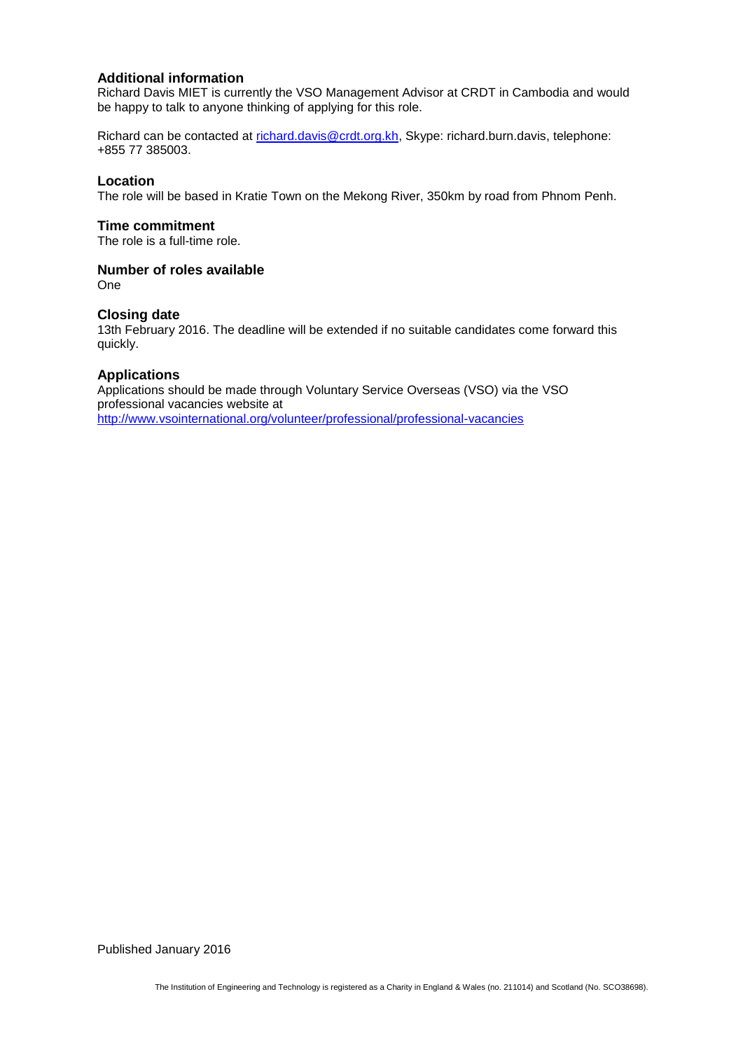## Additional information

Richard Davis MIET is currently the VSO Management Advisor at CRDT in Cambodia and would be happy to talk to anyone thinking of applying for this role.

Richard can be contacted at richard.davis@crdt.org.kh, Skype: richard.burn.davis, telephone: +855 77 385003.

## Location

The role will be based in Kratie Town on the Mekong River, 350km by road from Phnom Penh.

## Time commitment

The role is a full-time role.

## Number of roles available

One

## Closing date

13th February 2016. The deadline will be extended if no suitable candidates come forward this quickly.

## Applications

Applications should be made through Voluntary Service Overseas (VSO) via the VSO professional vacancies website at
http://www.vsointernational.org/volunteer/professional/professional-vacancies

Published January 2016

The Institution of Engineering and Technology is registered as a Charity in England & Wales (no. 211014) and Scotland (No. SCO38698).